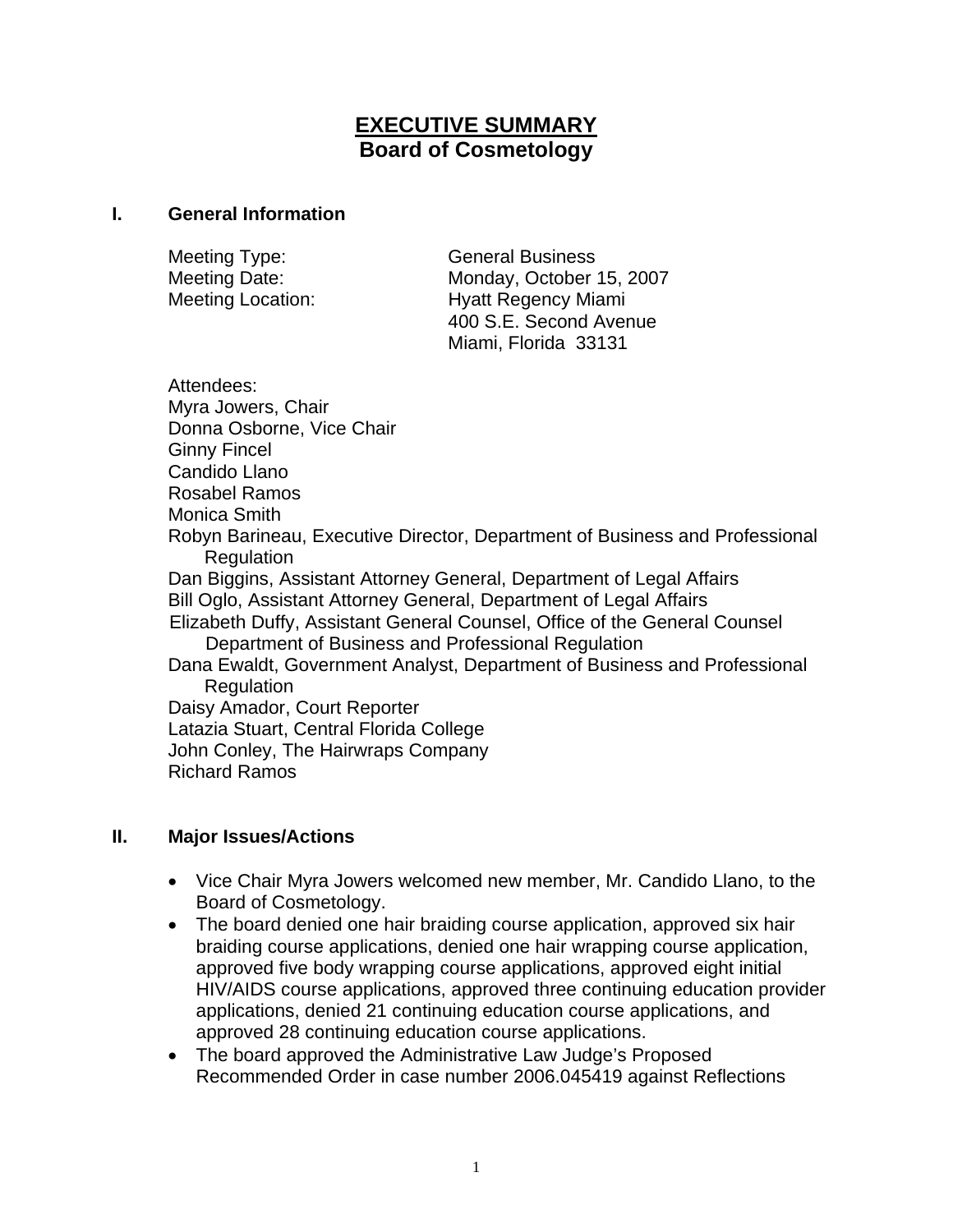# EXECUTIVE SUMMARY
## Board of Cosmetology

### I. General Information

Meeting Type: General Business
Meeting Date: Monday, October 15, 2007
Meeting Location: Hyatt Regency Miami
400 S.E. Second Avenue
Miami, Florida 33131

Attendees:
Myra Jowers, Chair
Donna Osborne, Vice Chair
Ginny Fincel
Candido Llano
Rosabel Ramos
Monica Smith
Robyn Barineau, Executive Director, Department of Business and Professional Regulation
Dan Biggins, Assistant Attorney General, Department of Legal Affairs
Bill Oglo, Assistant Attorney General, Department of Legal Affairs
Elizabeth Duffy, Assistant General Counsel, Office of the General Counsel Department of Business and Professional Regulation
Dana Ewaldt, Government Analyst, Department of Business and Professional Regulation
Daisy Amador, Court Reporter
Latazia Stuart, Central Florida College
John Conley, The Hairwraps Company
Richard Ramos

### II. Major Issues/Actions

- Vice Chair Myra Jowers welcomed new member, Mr. Candido Llano, to the Board of Cosmetology.
- The board denied one hair braiding course application, approved six hair braiding course applications, denied one hair wrapping course application, approved five body wrapping course applications, approved eight initial HIV/AIDS course applications, approved three continuing education provider applications, denied 21 continuing education course applications, and approved 28 continuing education course applications.
- The board approved the Administrative Law Judge's Proposed Recommended Order in case number 2006.045419 against Reflections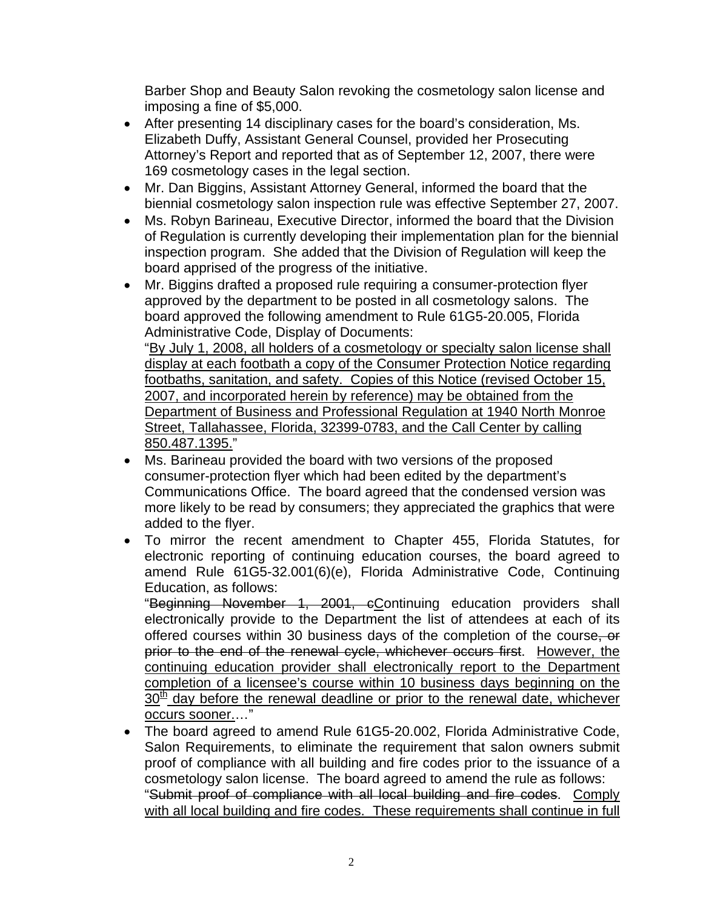Barber Shop and Beauty Salon revoking the cosmetology salon license and imposing a fine of $5,000.

- After presenting 14 disciplinary cases for the board's consideration, Ms. Elizabeth Duffy, Assistant General Counsel, provided her Prosecuting Attorney's Report and reported that as of September 12, 2007, there were 169 cosmetology cases in the legal section.
- Mr. Dan Biggins, Assistant Attorney General, informed the board that the biennial cosmetology salon inspection rule was effective September 27, 2007.
- Ms. Robyn Barineau, Executive Director, informed the board that the Division of Regulation is currently developing their implementation plan for the biennial inspection program. She added that the Division of Regulation will keep the board apprised of the progress of the initiative.
- Mr. Biggins drafted a proposed rule requiring a consumer-protection flyer approved by the department to be posted in all cosmetology salons. The board approved the following amendment to Rule 61G5-20.005, Florida Administrative Code, Display of Documents:
  "<u>By July 1, 2008, all holders of a cosmetology or specialty salon license shall display at each footbath a copy of the Consumer Protection Notice regarding footbaths, sanitation, and safety. Copies of this Notice (revised October 15, 2007, and incorporated herein by reference) may be obtained from the Department of Business and Professional Regulation at 1940 North Monroe Street, Tallahassee, Florida, 32399-0783, and the Call Center by calling 850.487.1395.</u>"
- Ms. Barineau provided the board with two versions of the proposed consumer-protection flyer which had been edited by the department's Communications Office. The board agreed that the condensed version was more likely to be read by consumers; they appreciated the graphics that were added to the flyer.
- To mirror the recent amendment to Chapter 455, Florida Statutes, for electronic reporting of continuing education courses, the board agreed to amend Rule 61G5-32.001(6)(e), Florida Administrative Code, Continuing Education, as follows:
  "~~Beginning November 1, 2001, c~~<u>C</u>ontinuing education providers shall electronically provide to the Department the list of attendees at each of its offered courses within 30 business days of the completion of the course~~, or prior to the end of the renewal cycle, whichever occurs first~~. <u>However, the continuing education provider shall electronically report to the Department completion of a licensee's course within 10 business days beginning on the 30th day before the renewal deadline or prior to the renewal date, whichever occurs sooner.</u>…"
- The board agreed to amend Rule 61G5-20.002, Florida Administrative Code, Salon Requirements, to eliminate the requirement that salon owners submit proof of compliance with all building and fire codes prior to the issuance of a cosmetology salon license. The board agreed to amend the rule as follows:
  "~~Submit proof of compliance with all local building and fire codes~~. <u>Comply with all local building and fire codes. These requirements shall continue in full</u>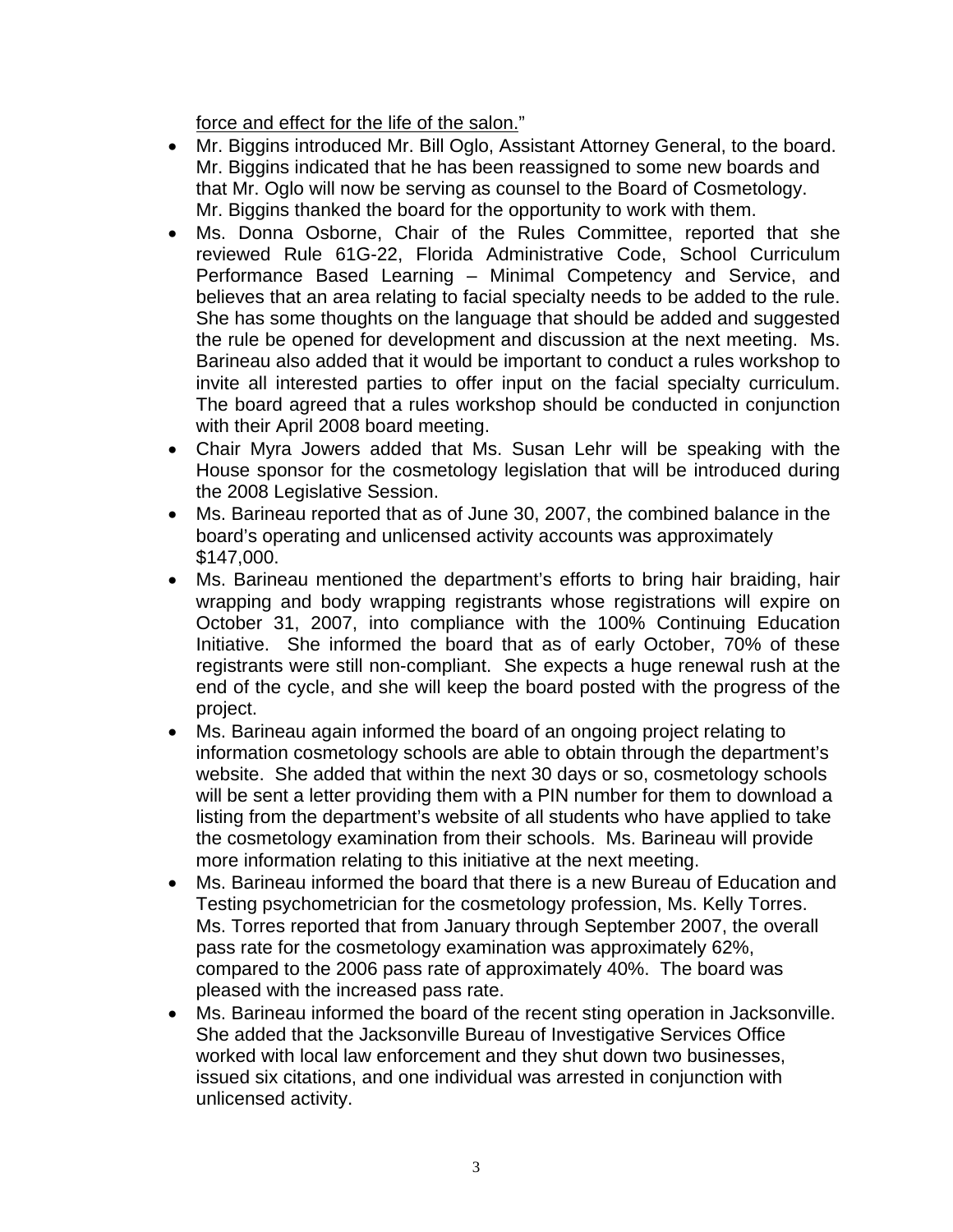force and effect for the life of the salon."

- Mr. Biggins introduced Mr. Bill Oglo, Assistant Attorney General, to the board. Mr. Biggins indicated that he has been reassigned to some new boards and that Mr. Oglo will now be serving as counsel to the Board of Cosmetology. Mr. Biggins thanked the board for the opportunity to work with them.
- Ms. Donna Osborne, Chair of the Rules Committee, reported that she reviewed Rule 61G-22, Florida Administrative Code, School Curriculum Performance Based Learning – Minimal Competency and Service, and believes that an area relating to facial specialty needs to be added to the rule. She has some thoughts on the language that should be added and suggested the rule be opened for development and discussion at the next meeting. Ms. Barineau also added that it would be important to conduct a rules workshop to invite all interested parties to offer input on the facial specialty curriculum. The board agreed that a rules workshop should be conducted in conjunction with their April 2008 board meeting.
- Chair Myra Jowers added that Ms. Susan Lehr will be speaking with the House sponsor for the cosmetology legislation that will be introduced during the 2008 Legislative Session.
- Ms. Barineau reported that as of June 30, 2007, the combined balance in the board's operating and unlicensed activity accounts was approximately $147,000.
- Ms. Barineau mentioned the department's efforts to bring hair braiding, hair wrapping and body wrapping registrants whose registrations will expire on October 31, 2007, into compliance with the 100% Continuing Education Initiative. She informed the board that as of early October, 70% of these registrants were still non-compliant. She expects a huge renewal rush at the end of the cycle, and she will keep the board posted with the progress of the project.
- Ms. Barineau again informed the board of an ongoing project relating to information cosmetology schools are able to obtain through the department's website. She added that within the next 30 days or so, cosmetology schools will be sent a letter providing them with a PIN number for them to download a listing from the department's website of all students who have applied to take the cosmetology examination from their schools. Ms. Barineau will provide more information relating to this initiative at the next meeting.
- Ms. Barineau informed the board that there is a new Bureau of Education and Testing psychometrician for the cosmetology profession, Ms. Kelly Torres. Ms. Torres reported that from January through September 2007, the overall pass rate for the cosmetology examination was approximately 62%, compared to the 2006 pass rate of approximately 40%. The board was pleased with the increased pass rate.
- Ms. Barineau informed the board of the recent sting operation in Jacksonville. She added that the Jacksonville Bureau of Investigative Services Office worked with local law enforcement and they shut down two businesses, issued six citations, and one individual was arrested in conjunction with unlicensed activity.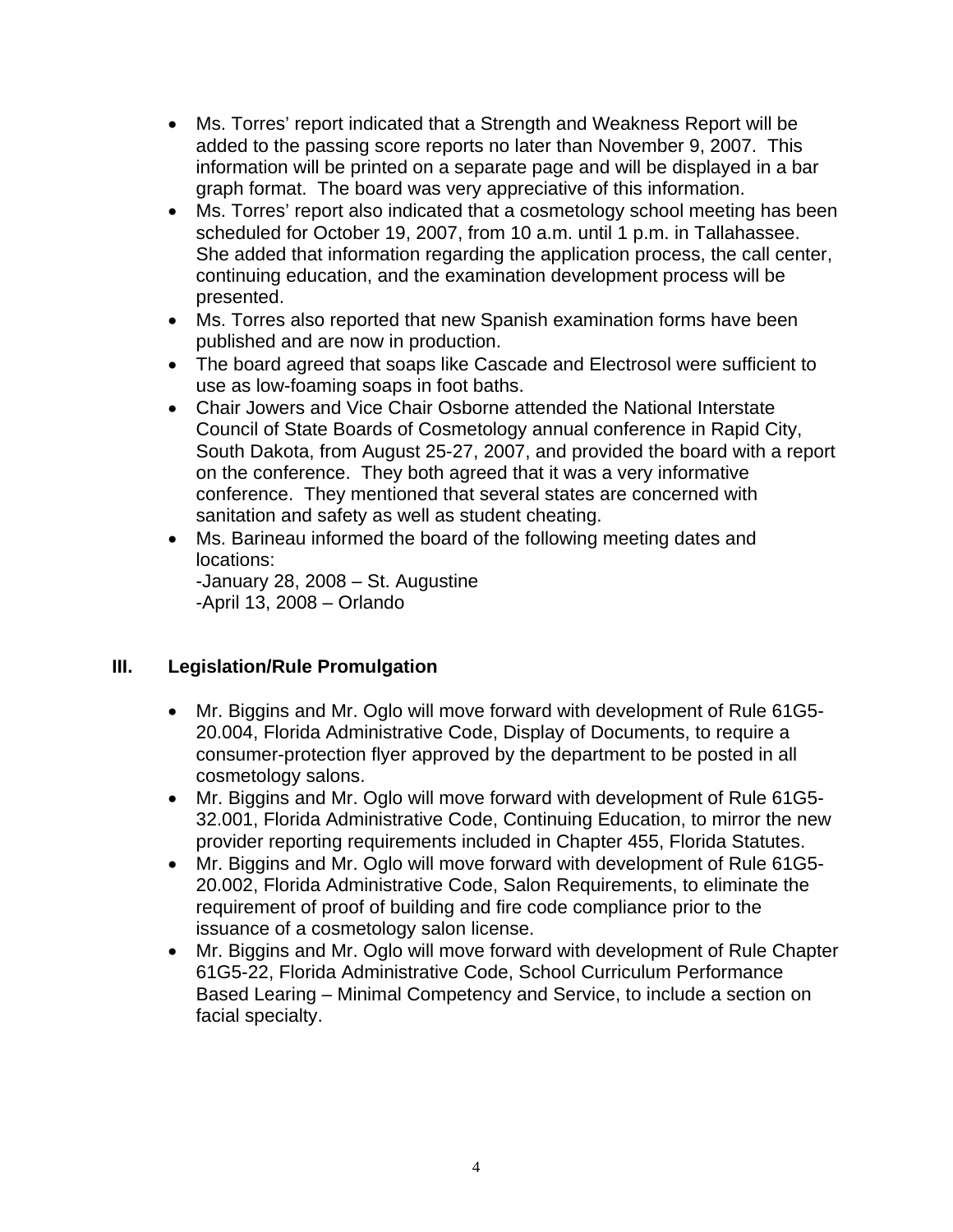- Ms. Torres' report indicated that a Strength and Weakness Report will be added to the passing score reports no later than November 9, 2007. This information will be printed on a separate page and will be displayed in a bar graph format. The board was very appreciative of this information.
- Ms. Torres' report also indicated that a cosmetology school meeting has been scheduled for October 19, 2007, from 10 a.m. until 1 p.m. in Tallahassee. She added that information regarding the application process, the call center, continuing education, and the examination development process will be presented.
- Ms. Torres also reported that new Spanish examination forms have been published and are now in production.
- The board agreed that soaps like Cascade and Electrosol were sufficient to use as low-foaming soaps in foot baths.
- Chair Jowers and Vice Chair Osborne attended the National Interstate Council of State Boards of Cosmetology annual conference in Rapid City, South Dakota, from August 25-27, 2007, and provided the board with a report on the conference. They both agreed that it was a very informative conference. They mentioned that several states are concerned with sanitation and safety as well as student cheating.
- Ms. Barineau informed the board of the following meeting dates and locations:
  -January 28, 2008 – St. Augustine
  -April 13, 2008 – Orlando

## III. Legislation/Rule Promulgation

- Mr. Biggins and Mr. Oglo will move forward with development of Rule 61G5-20.004, Florida Administrative Code, Display of Documents, to require a consumer-protection flyer approved by the department to be posted in all cosmetology salons.
- Mr. Biggins and Mr. Oglo will move forward with development of Rule 61G5-32.001, Florida Administrative Code, Continuing Education, to mirror the new provider reporting requirements included in Chapter 455, Florida Statutes.
- Mr. Biggins and Mr. Oglo will move forward with development of Rule 61G5-20.002, Florida Administrative Code, Salon Requirements, to eliminate the requirement of proof of building and fire code compliance prior to the issuance of a cosmetology salon license.
- Mr. Biggins and Mr. Oglo will move forward with development of Rule Chapter 61G5-22, Florida Administrative Code, School Curriculum Performance Based Learing – Minimal Competency and Service, to include a section on facial specialty.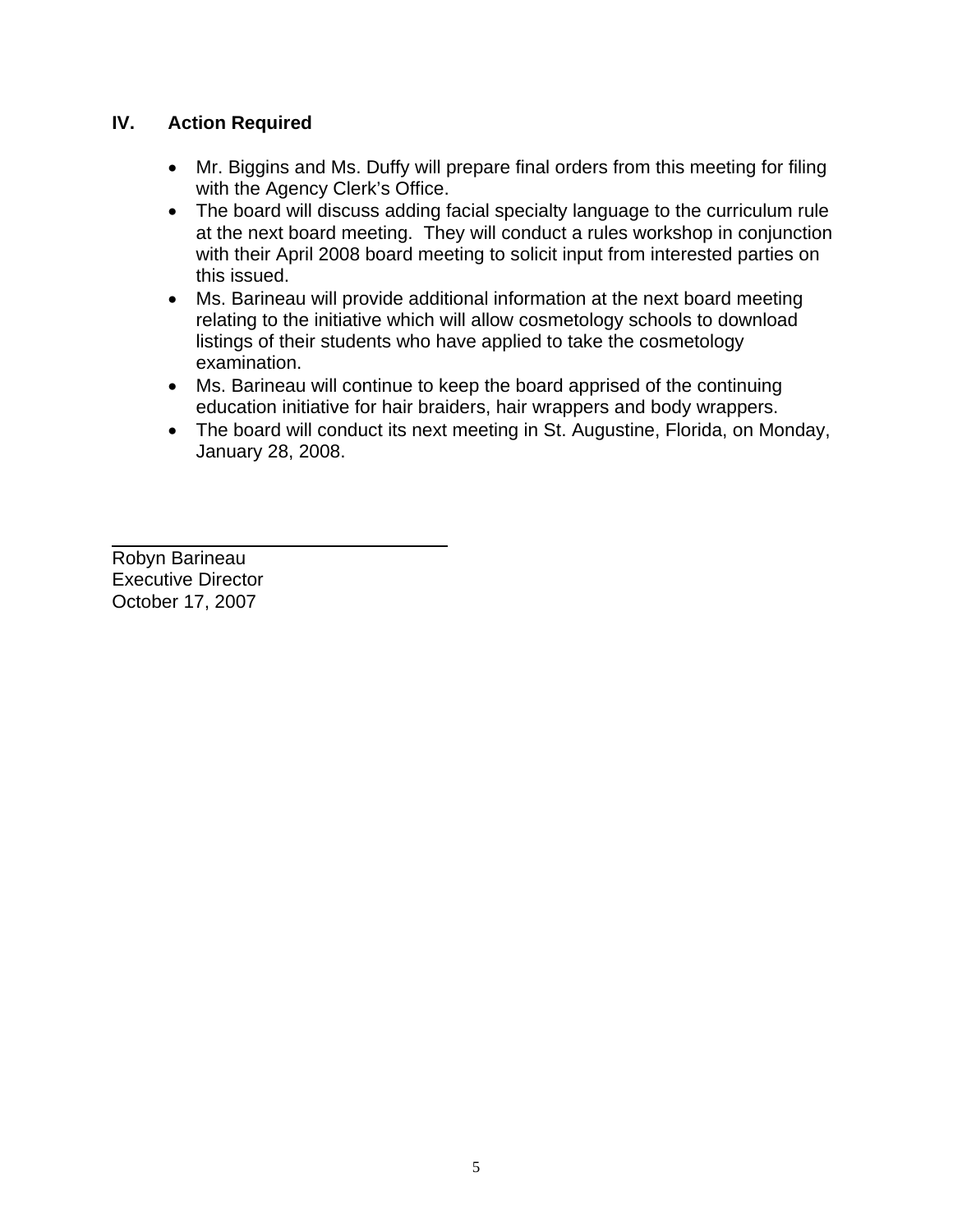## IV. Action Required

- Mr. Biggins and Ms. Duffy will prepare final orders from this meeting for filing with the Agency Clerk's Office.
- The board will discuss adding facial specialty language to the curriculum rule at the next board meeting. They will conduct a rules workshop in conjunction with their April 2008 board meeting to solicit input from interested parties on this issued.
- Ms. Barineau will provide additional information at the next board meeting relating to the initiative which will allow cosmetology schools to download listings of their students who have applied to take the cosmetology examination.
- Ms. Barineau will continue to keep the board apprised of the continuing education initiative for hair braiders, hair wrappers and body wrappers.
- The board will conduct its next meeting in St. Augustine, Florida, on Monday, January 28, 2008.

\_\_\_\_\_\_\_\_\_\_\_\_\_\_\_\_\_\_\_\_\_\_\_\_\_\_\_\_\_\_\_\_

Robyn Barineau
Executive Director
October 17, 2007